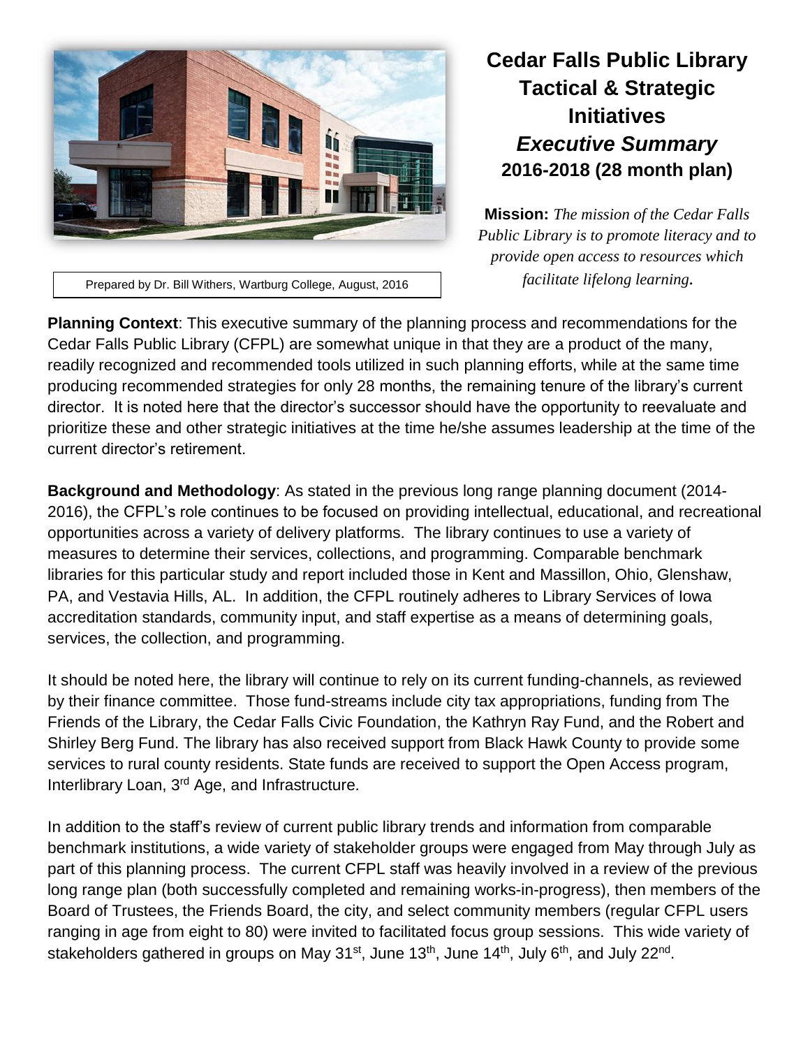# Cedar Falls Public Library Tactical & Strategic Initiatives

## *Executive Summary*

## 2016-2018 (28 month plan)

Prepared by Dr. Bill Withers, Wartburg College, August, 2016

**Mission:** *The mission of the Cedar Falls Public Library is to promote literacy and to provide open access to resources which facilitate lifelong learning.*

**Planning Context**: This executive summary of the planning process and recommendations for the Cedar Falls Public Library (CFPL) are somewhat unique in that they are a product of the many, readily recognized and recommended tools utilized in such planning efforts, while at the same time producing recommended strategies for only 28 months, the remaining tenure of the library's current director. It is noted here that the director's successor should have the opportunity to reevaluate and prioritize these and other strategic initiatives at the time he/she assumes leadership at the time of the current director's retirement.

**Background and Methodology**: As stated in the previous long range planning document (2014-2016), the CFPL's role continues to be focused on providing intellectual, educational, and recreational opportunities across a variety of delivery platforms. The library continues to use a variety of measures to determine their services, collections, and programming. Comparable benchmark libraries for this particular study and report included those in Kent and Massillon, Ohio, Glenshaw, PA, and Vestavia Hills, AL. In addition, the CFPL routinely adheres to Library Services of Iowa accreditation standards, community input, and staff expertise as a means of determining goals, services, the collection, and programming.

It should be noted here, the library will continue to rely on its current funding-channels, as reviewed by their finance committee. Those fund-streams include city tax appropriations, funding from The Friends of the Library, the Cedar Falls Civic Foundation, the Kathryn Ray Fund, and the Robert and Shirley Berg Fund. The library has also received support from Black Hawk County to provide some services to rural county residents. State funds are received to support the Open Access program, Interlibrary Loan, 3rd Age, and Infrastructure.

In addition to the staff's review of current public library trends and information from comparable benchmark institutions, a wide variety of stakeholder groups were engaged from May through July as part of this planning process. The current CFPL staff was heavily involved in a review of the previous long range plan (both successfully completed and remaining works-in-progress), then members of the Board of Trustees, the Friends Board, the city, and select community members (regular CFPL users ranging in age from eight to 80) were invited to facilitated focus group sessions. This wide variety of stakeholders gathered in groups on May 31st, June 13th, June 14th, July 6th, and July 22nd.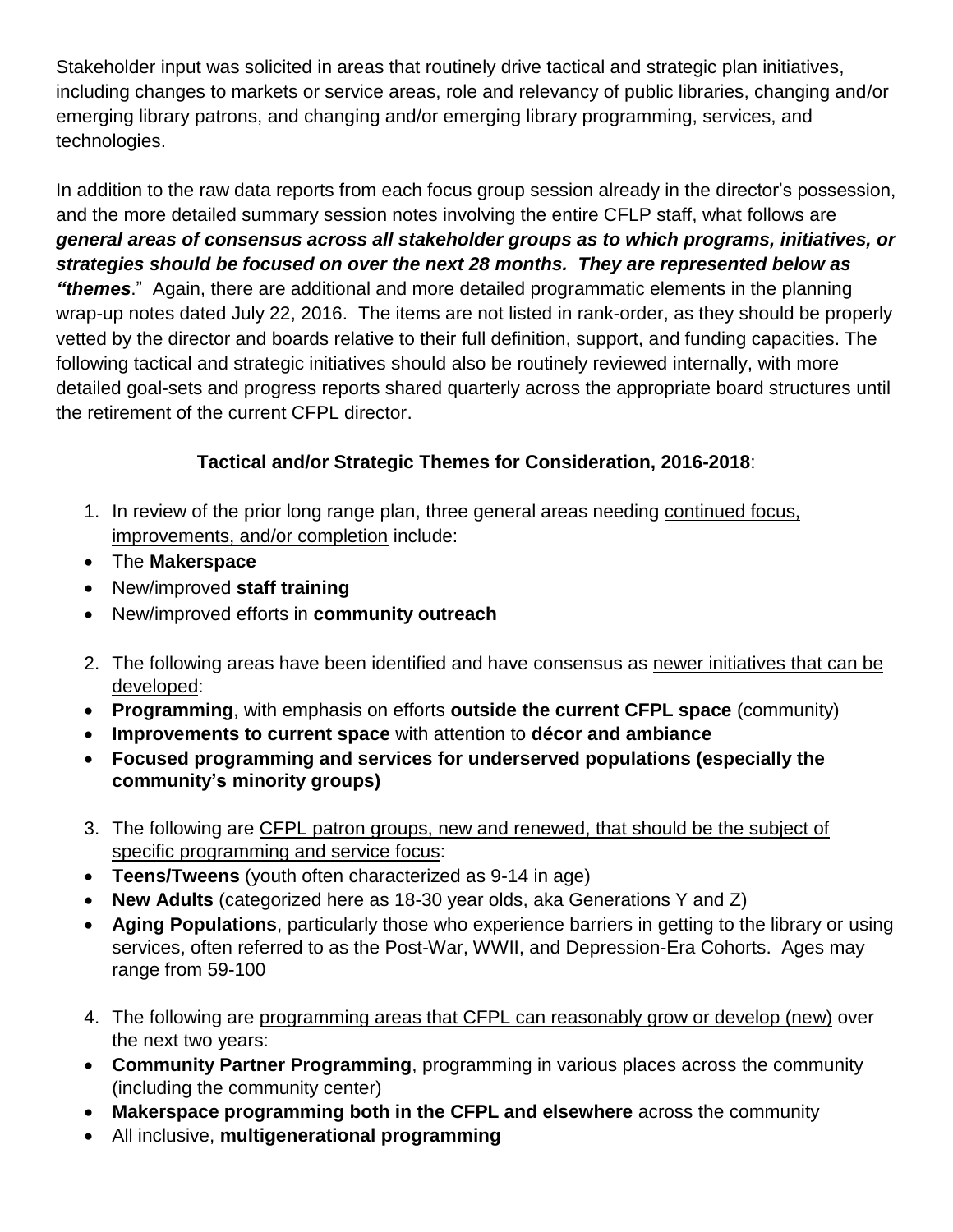Stakeholder input was solicited in areas that routinely drive tactical and strategic plan initiatives, including changes to markets or service areas, role and relevancy of public libraries, changing and/or emerging library patrons, and changing and/or emerging library programming, services, and technologies.

In addition to the raw data reports from each focus group session already in the director's possession, and the more detailed summary session notes involving the entire CFLP staff, what follows are ***general areas of consensus across all stakeholder groups as to which programs, initiatives, or strategies should be focused on over the next 28 months. They are represented below as "themes***." Again, there are additional and more detailed programmatic elements in the planning wrap-up notes dated July 22, 2016. The items are not listed in rank-order, as they should be properly vetted by the director and boards relative to their full definition, support, and funding capacities. The following tactical and strategic initiatives should also be routinely reviewed internally, with more detailed goal-sets and progress reports shared quarterly across the appropriate board structures until the retirement of the current CFPL director.

**Tactical and/or Strategic Themes for Consideration, 2016-2018**:

1. In review of the prior long range plan, three general areas needing <u>continued focus, improvements, and/or completion</u> include:
- The **Makerspace**
- New/improved **staff training**
- New/improved efforts in **community outreach**

2. The following areas have been identified and have consensus as <u>newer initiatives that can be developed</u>:
- **Programming**, with emphasis on efforts **outside the current CFPL space** (community)
- **Improvements to current space** with attention to **décor and ambiance**
- **Focused programming and services for underserved populations (especially the community's minority groups)**

3. The following are <u>CFPL patron groups, new and renewed, that should be the subject of specific programming and service focus</u>:
- **Teens/Tweens** (youth often characterized as 9-14 in age)
- **New Adults** (categorized here as 18-30 year olds, aka Generations Y and Z)
- **Aging Populations**, particularly those who experience barriers in getting to the library or using services, often referred to as the Post-War, WWII, and Depression-Era Cohorts. Ages may range from 59-100

4. The following are <u>programming areas that CFPL can reasonably grow or develop (new)</u> over the next two years:
- **Community Partner Programming**, programming in various places across the community (including the community center)
- **Makerspace programming both in the CFPL and elsewhere** across the community
- All inclusive, **multigenerational programming**